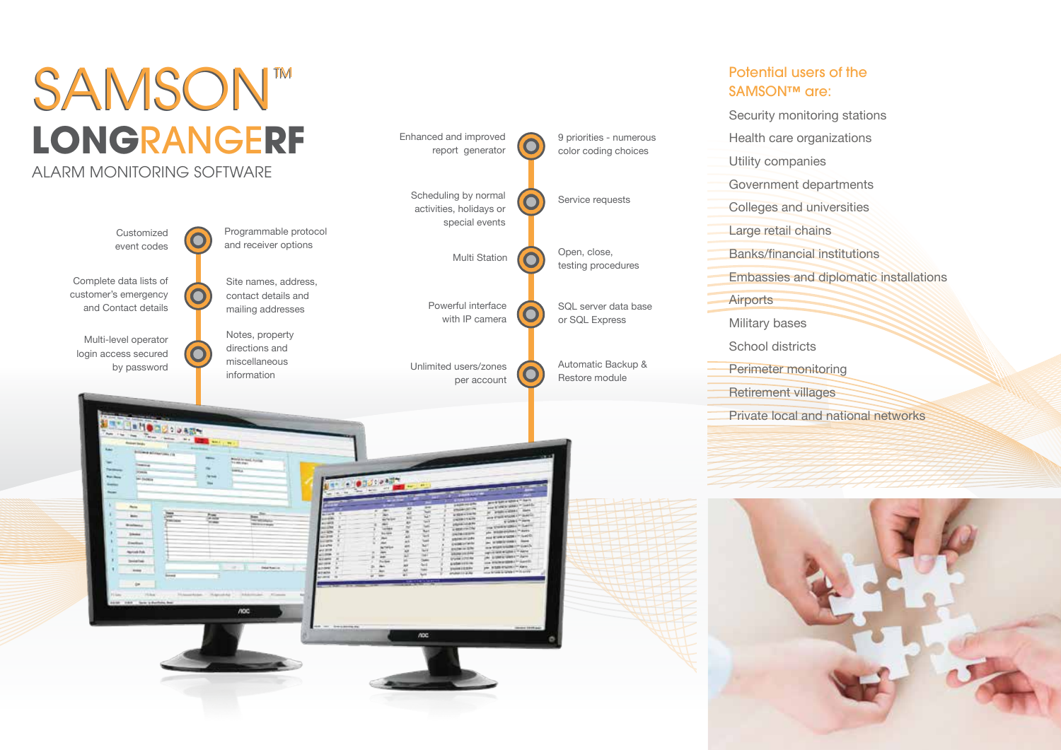# SAMSON™ LONGRANGERF

## ALARM MONITORING SOFTWARE

- Customized event codes
- Programmable protocol and receiver options
- Complete data lists of customer's emergency and Contact details
- Site names, address, contact details and mailing addresses
- Multi-level operator login access secured by password
- Notes, property directions and miscellaneous information
- Enhanced and improved report generator
- 9 priorities - numerous color coding choices
- Scheduling by normal activities, holidays or special events
- Service requests
- Multi Station
- Open, close, testing procedures
- Powerful interface with IP camera
- SQL server data base or SQL Express
- Unlimited users/zones per account
- Automatic Backup & Restore module

## Potential users of the SAMSON™ are:

- Security monitoring stations
- Health care organizations
- Utility companies
- Government departments
- Colleges and universities
- Large retail chains
- Banks/financial institutions
- Embassies and diplomatic installations
- Airports
- Military bases
- School districts
- Perimeter monitoring
- Retirement villages
- Private local and national networks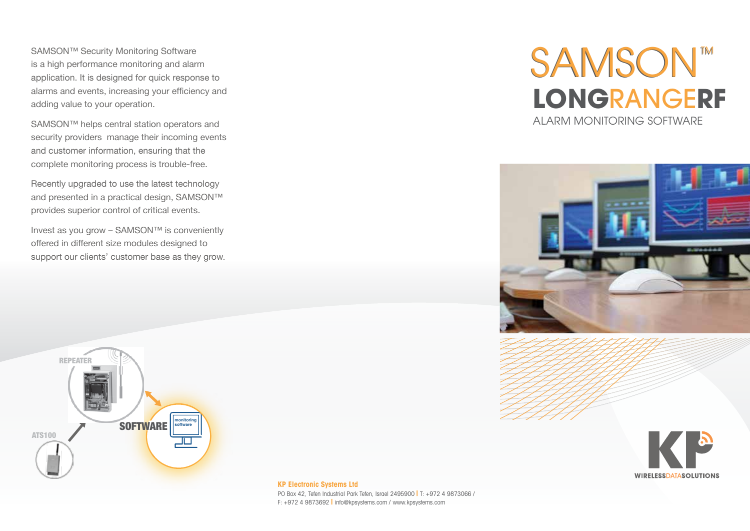# SAMSON™ LONGRANGERF

## ALARM MONITORING SOFTWARE

SAMSON™ Security Monitoring Software is a high performance monitoring and alarm application. It is designed for quick response to alarms and events, increasing your efficiency and adding value to your operation.

SAMSON™ helps central station operators and security providers manage their incoming events and customer information, ensuring that the complete monitoring process is trouble-free.

Recently upgraded to use the latest technology and presented in a practical design, SAMSON™ provides superior control of critical events.

Invest as you grow – SAMSON™ is conveniently offered in different size modules designed to support our clients' customer base as they grow.

REPEATER

ATS100

SOFTWARE

monitoring software

KP WIRELESSDATASOLUTIONS

**KP Electronic Systems Ltd**
PO Box 42, Tefen Industrial Park Tefen, Israel 2495900 | T: +972 4 9873066 / F: +972 4 9873692 | info@kpsystems.com / www.kpsystems.com